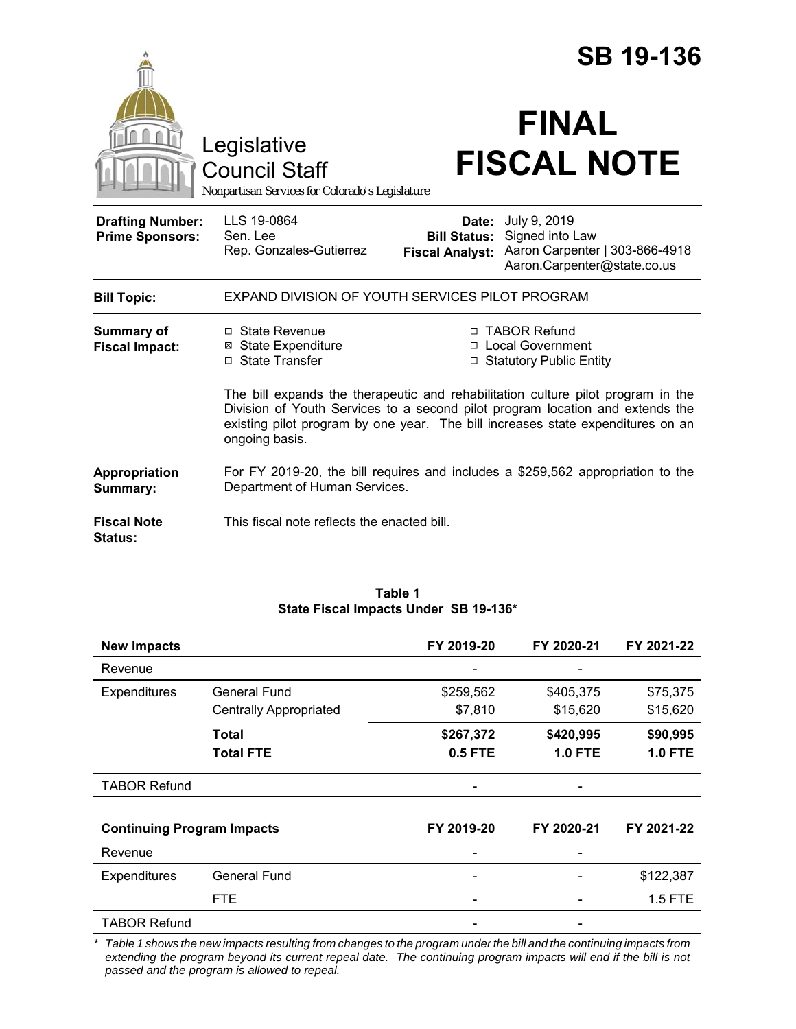# SB 19-136

Legislative Council Staff
*Nonpartisan Services for Colorado's Legislature*

# FINAL FISCAL NOTE

| | | | |
|---|---|---|---|
| **Drafting Number:** | LLS 19-0864 | **Date:** | July 9, 2019 |
| **Prime Sponsors:** | Sen. Lee<br>Rep. Gonzales-Gutierrez | **Bill Status:** | Signed into Law |
| | | **Fiscal Analyst:** | Aaron Carpenter \| 303-866-4918<br>Aaron.Carpenter@state.co.us |

**Bill Topic:** EXPAND DIVISION OF YOUTH SERVICES PILOT PROGRAM

**Summary of Fiscal Impact:**

- ☐ State Revenue
- ☒ State Expenditure
- ☐ State Transfer
- ☐ TABOR Refund
- ☐ Local Government
- ☐ Statutory Public Entity

The bill expands the therapeutic and rehabilitation culture pilot program in the Division of Youth Services to a second pilot program location and extends the existing pilot program by one year. The bill increases state expenditures on an ongoing basis.

**Appropriation Summary:** For FY 2019-20, the bill requires and includes a $259,562 appropriation to the Department of Human Services.

**Fiscal Note Status:** This fiscal note reflects the enacted bill.

**Table 1**
**State Fiscal Impacts Under SB 19-136***

| **New Impacts** | | **FY 2019-20** | **FY 2020-21** | **FY 2021-22** |
|---|---|---|---|---|
| Revenue | | - | - | |
| Expenditures | General Fund | $259,562 | $405,375 | $75,375 |
| | Centrally Appropriated | $7,810 | $15,620 | $15,620 |
| | **Total** | **$267,372** | **$420,995** | **$90,995** |
| | **Total FTE** | **0.5 FTE** | **1.0 FTE** | **1.0 FTE** |
| TABOR Refund | | - | - | |
| **Continuing Program Impacts** | | **FY 2019-20** | **FY 2020-21** | **FY 2021-22** |
| Revenue | | - | - | |
| Expenditures | General Fund | - | - | $122,387 |
| | FTE | - | - | 1.5 FTE |
| TABOR Refund | | - | - | |

*\* Table 1 shows the new impacts resulting from changes to the program under the bill and the continuing impacts from extending the program beyond its current repeal date. The continuing program impacts will end if the bill is not passed and the program is allowed to repeal.*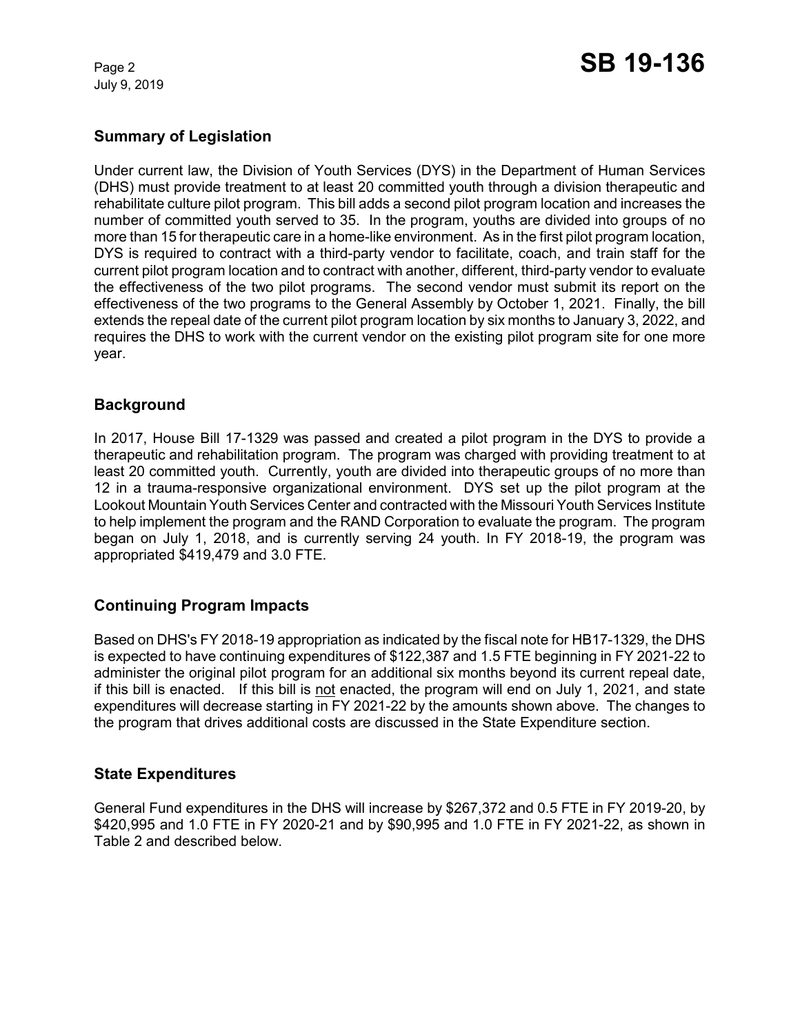## Summary of Legislation

Under current law, the Division of Youth Services (DYS) in the Department of Human Services (DHS) must provide treatment to at least 20 committed youth through a division therapeutic and rehabilitate culture pilot program. This bill adds a second pilot program location and increases the number of committed youth served to 35. In the program, youths are divided into groups of no more than 15 for therapeutic care in a home-like environment. As in the first pilot program location, DYS is required to contract with a third-party vendor to facilitate, coach, and train staff for the current pilot program location and to contract with another, different, third-party vendor to evaluate the effectiveness of the two pilot programs. The second vendor must submit its report on the effectiveness of the two programs to the General Assembly by October 1, 2021. Finally, the bill extends the repeal date of the current pilot program location by six months to January 3, 2022, and requires the DHS to work with the current vendor on the existing pilot program site for one more year.

## Background

In 2017, House Bill 17-1329 was passed and created a pilot program in the DYS to provide a therapeutic and rehabilitation program. The program was charged with providing treatment to at least 20 committed youth. Currently, youth are divided into therapeutic groups of no more than 12 in a trauma-responsive organizational environment. DYS set up the pilot program at the Lookout Mountain Youth Services Center and contracted with the Missouri Youth Services Institute to help implement the program and the RAND Corporation to evaluate the program. The program began on July 1, 2018, and is currently serving 24 youth. In FY 2018-19, the program was appropriated $419,479 and 3.0 FTE.

## Continuing Program Impacts

Based on DHS's FY 2018-19 appropriation as indicated by the fiscal note for HB17-1329, the DHS is expected to have continuing expenditures of $122,387 and 1.5 FTE beginning in FY 2021-22 to administer the original pilot program for an additional six months beyond its current repeal date, if this bill is enacted. If this bill is not enacted, the program will end on July 1, 2021, and state expenditures will decrease starting in FY 2021-22 by the amounts shown above. The changes to the program that drives additional costs are discussed in the State Expenditure section.

## State Expenditures

General Fund expenditures in the DHS will increase by $267,372 and 0.5 FTE in FY 2019-20, by $420,995 and 1.0 FTE in FY 2020-21 and by $90,995 and 1.0 FTE in FY 2021-22, as shown in Table 2 and described below.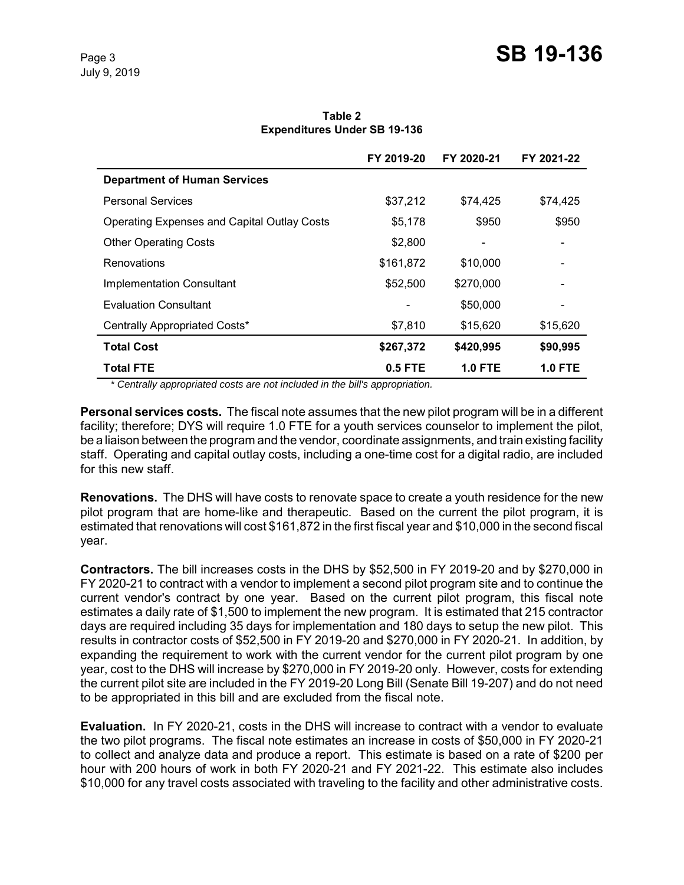**Table 2**
**Expenditures Under SB 19-136**

| | FY 2019-20 | FY 2020-21 | FY 2021-22 |
|---|---|---|---|
| **Department of Human Services** | | | |
| Personal Services | $37,212 | $74,425 | $74,425 |
| Operating Expenses and Capital Outlay Costs | $5,178 | $950 | $950 |
| Other Operating Costs | $2,800 | - | - |
| Renovations | $161,872 | $10,000 | - |
| Implementation Consultant | $52,500 | $270,000 | - |
| Evaluation Consultant | - | $50,000 | - |
| Centrally Appropriated Costs* | $7,810 | $15,620 | $15,620 |
| **Total Cost** | **$267,372** | **$420,995** | **$90,995** |
| **Total FTE** | **0.5 FTE** | **1.0 FTE** | **1.0 FTE** |

*\* Centrally appropriated costs are not included in the bill's appropriation.*

**Personal services costs.** The fiscal note assumes that the new pilot program will be in a different facility; therefore; DYS will require 1.0 FTE for a youth services counselor to implement the pilot, be a liaison between the program and the vendor, coordinate assignments, and train existing facility staff. Operating and capital outlay costs, including a one-time cost for a digital radio, are included for this new staff.

**Renovations.** The DHS will have costs to renovate space to create a youth residence for the new pilot program that are home-like and therapeutic. Based on the current the pilot program, it is estimated that renovations will cost $161,872 in the first fiscal year and $10,000 in the second fiscal year.

**Contractors.** The bill increases costs in the DHS by $52,500 in FY 2019-20 and by $270,000 in FY 2020-21 to contract with a vendor to implement a second pilot program site and to continue the current vendor's contract by one year. Based on the current pilot program, this fiscal note estimates a daily rate of $1,500 to implement the new program. It is estimated that 215 contractor days are required including 35 days for implementation and 180 days to setup the new pilot. This results in contractor costs of $52,500 in FY 2019-20 and $270,000 in FY 2020-21. In addition, by expanding the requirement to work with the current vendor for the current pilot program by one year, cost to the DHS will increase by $270,000 in FY 2019-20 only. However, costs for extending the current pilot site are included in the FY 2019-20 Long Bill (Senate Bill 19-207) and do not need to be appropriated in this bill and are excluded from the fiscal note.

**Evaluation.** In FY 2020-21, costs in the DHS will increase to contract with a vendor to evaluate the two pilot programs. The fiscal note estimates an increase in costs of $50,000 in FY 2020-21 to collect and analyze data and produce a report. This estimate is based on a rate of $200 per hour with 200 hours of work in both FY 2020-21 and FY 2021-22. This estimate also includes $10,000 for any travel costs associated with traveling to the facility and other administrative costs.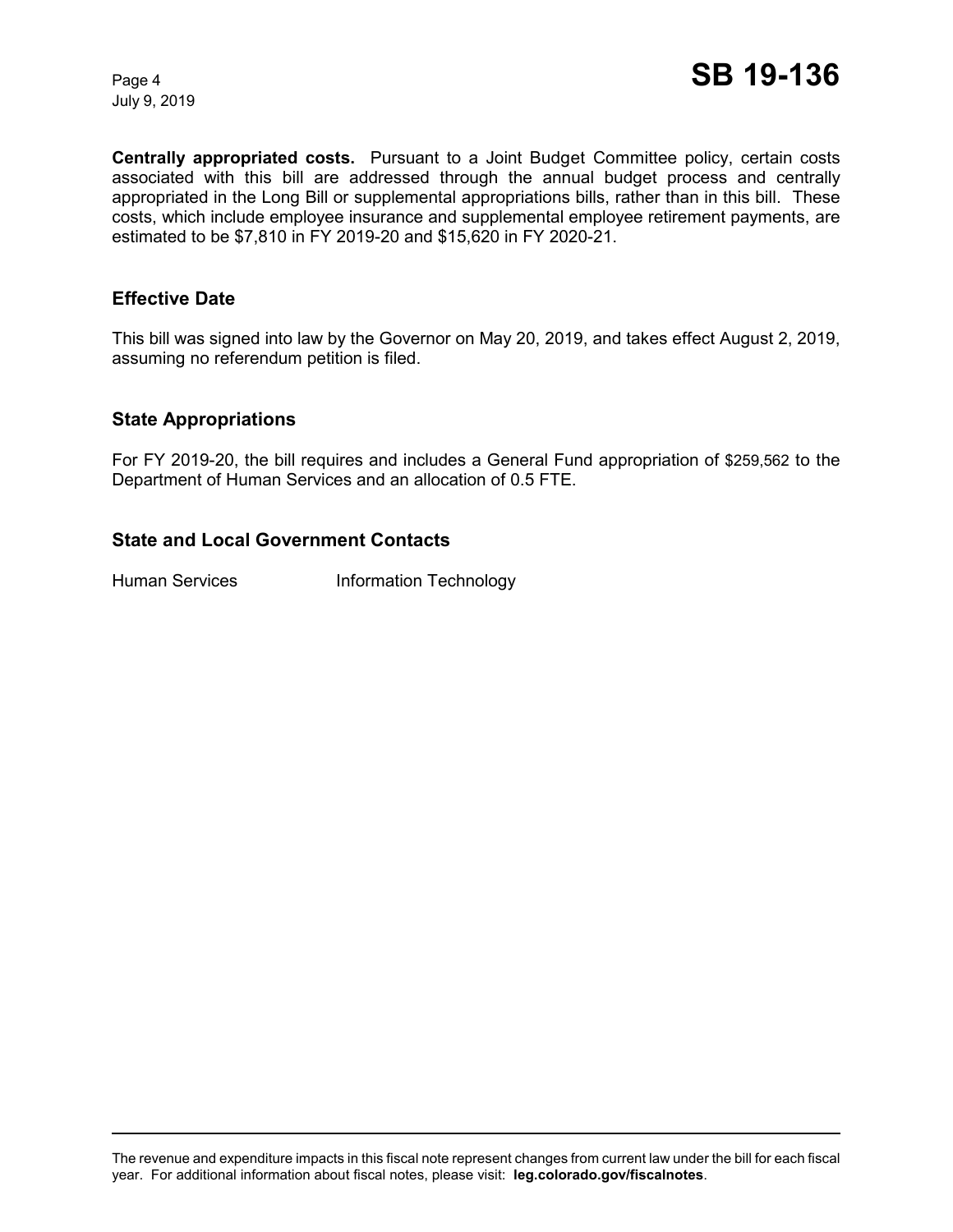**Centrally appropriated costs.** Pursuant to a Joint Budget Committee policy, certain costs associated with this bill are addressed through the annual budget process and centrally appropriated in the Long Bill or supplemental appropriations bills, rather than in this bill. These costs, which include employee insurance and supplemental employee retirement payments, are estimated to be $7,810 in FY 2019-20 and $15,620 in FY 2020-21.

## Effective Date

This bill was signed into law by the Governor on May 20, 2019, and takes effect August 2, 2019, assuming no referendum petition is filed.

## State Appropriations

For FY 2019-20, the bill requires and includes a General Fund appropriation of $259,562 to the Department of Human Services and an allocation of 0.5 FTE.

## State and Local Government Contacts

Human Services    Information Technology

The revenue and expenditure impacts in this fiscal note represent changes from current law under the bill for each fiscal year. For additional information about fiscal notes, please visit: **leg.colorado.gov/fiscalnotes**.